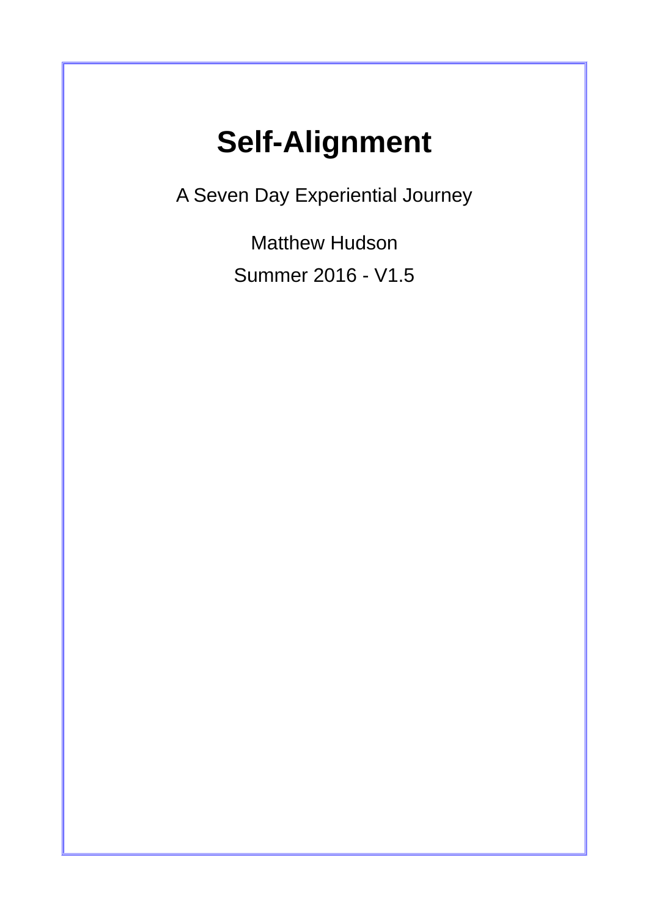# Self-Alignment

A Seven Day Experiential Journey

Matthew Hudson

Summer 2016 - V1.5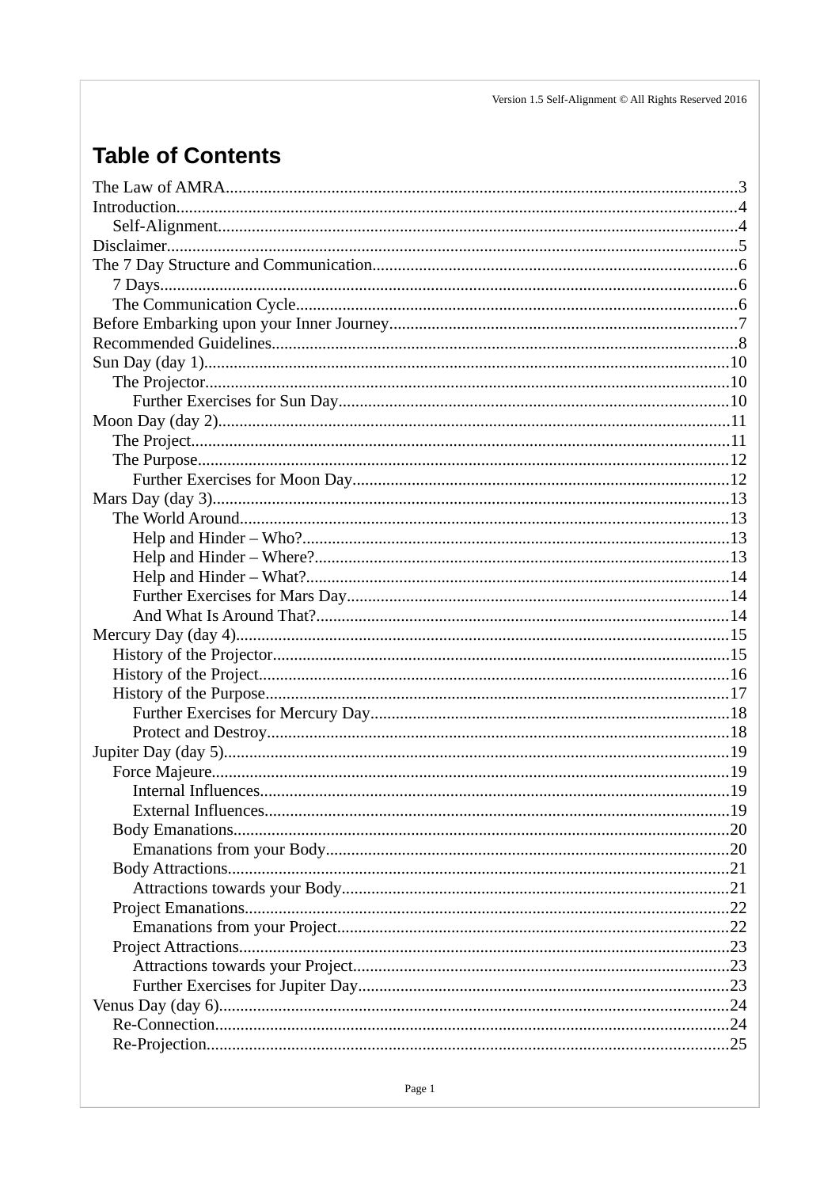# Table of Contents

The Law of AMRA....................................................3
Introduction....................................................4
- Self-Alignment....................................................4

Disclaimer....................................................5
The 7 Day Structure and Communication....................................................6
- 7 Days....................................................6
- The Communication Cycle....................................................6

Before Embarking upon your Inner Journey....................................................7
Recommended Guidelines....................................................8
Sun Day (day 1)....................................................10
- The Projector....................................................10
  - Further Exercises for Sun Day....................................................10

Moon Day (day 2)....................................................11
- The Project....................................................11
- The Purpose....................................................12
  - Further Exercises for Moon Day....................................................12

Mars Day (day 3)....................................................13
- The World Around....................................................13
  - Help and Hinder – Who?....................................................13
  - Help and Hinder – Where?....................................................13
  - Help and Hinder – What?....................................................14
  - Further Exercises for Mars Day....................................................14
  - And What Is Around That?....................................................14

Mercury Day (day 4)....................................................15
- History of the Projector....................................................15
- History of the Project....................................................16
- History of the Purpose....................................................17
  - Further Exercises for Mercury Day....................................................18
  - Protect and Destroy....................................................18

Jupiter Day (day 5)....................................................19
- Force Majeure....................................................19
  - Internal Influences....................................................19
  - External Influences....................................................19
- Body Emanations....................................................20
  - Emanations from your Body....................................................20
- Body Attractions....................................................21
  - Attractions towards your Body....................................................21
- Project Emanations....................................................22
  - Emanations from your Project....................................................22
- Project Attractions....................................................23
  - Attractions towards your Project....................................................23
  - Further Exercises for Jupiter Day....................................................23

Venus Day (day 6)....................................................24
- Re-Connection....................................................24
- Re-Projection....................................................25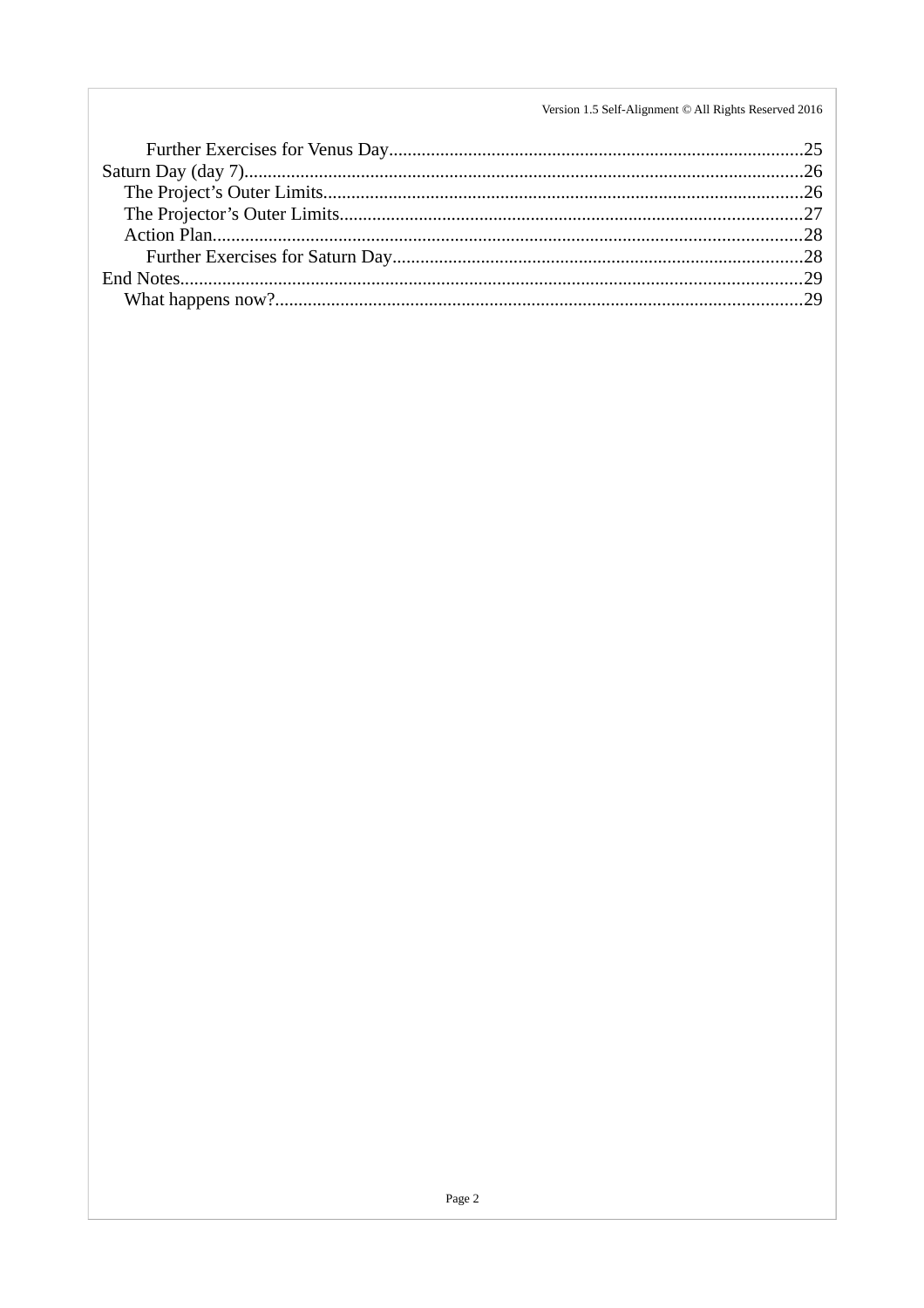- Further Exercises for Venus Day.........................................................................................25

Saturn Day (day 7)........................................................................................................................26
- The Project's Outer Limits.......................................................................................................26
- The Projector's Outer Limits...................................................................................................27
- Action Plan..............................................................................................................................28
  - Further Exercises for Saturn Day.......................................................................................28

End Notes.....................................................................................................................................29
- What happens now?.................................................................................................................29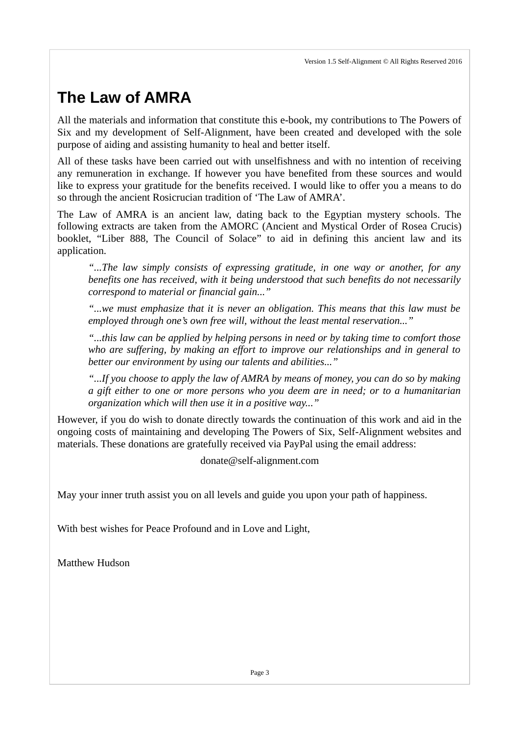# The Law of AMRA

All the materials and information that constitute this e-book, my contributions to The Powers of Six and my development of Self-Alignment, have been created and developed with the sole purpose of aiding and assisting humanity to heal and better itself.

All of these tasks have been carried out with unselfishness and with no intention of receiving any remuneration in exchange. If however you have benefited from these sources and would like to express your gratitude for the benefits received. I would like to offer you a means to do so through the ancient Rosicrucian tradition of 'The Law of AMRA'.

The Law of AMRA is an ancient law, dating back to the Egyptian mystery schools. The following extracts are taken from the AMORC (Ancient and Mystical Order of Rosea Crucis) booklet, "Liber 888, The Council of Solace" to aid in defining this ancient law and its application.

> *"...The law simply consists of expressing gratitude, in one way or another, for any benefits one has received, with it being understood that such benefits do not necessarily correspond to material or financial gain..."*
>
> *"...we must emphasize that it is never an obligation. This means that this law must be employed through one's own free will, without the least mental reservation..."*
>
> *"...this law can be applied by helping persons in need or by taking time to comfort those who are suffering, by making an effort to improve our relationships and in general to better our environment by using our talents and abilities..."*
>
> *"...If you choose to apply the law of AMRA by means of money, you can do so by making a gift either to one or more persons who you deem are in need; or to a humanitarian organization which will then use it in a positive way..."*

However, if you do wish to donate directly towards the continuation of this work and aid in the ongoing costs of maintaining and developing The Powers of Six, Self-Alignment websites and materials. These donations are gratefully received via PayPal using the email address:

donate@self-alignment.com

May your inner truth assist you on all levels and guide you upon your path of happiness.

With best wishes for Peace Profound and in Love and Light,

Matthew Hudson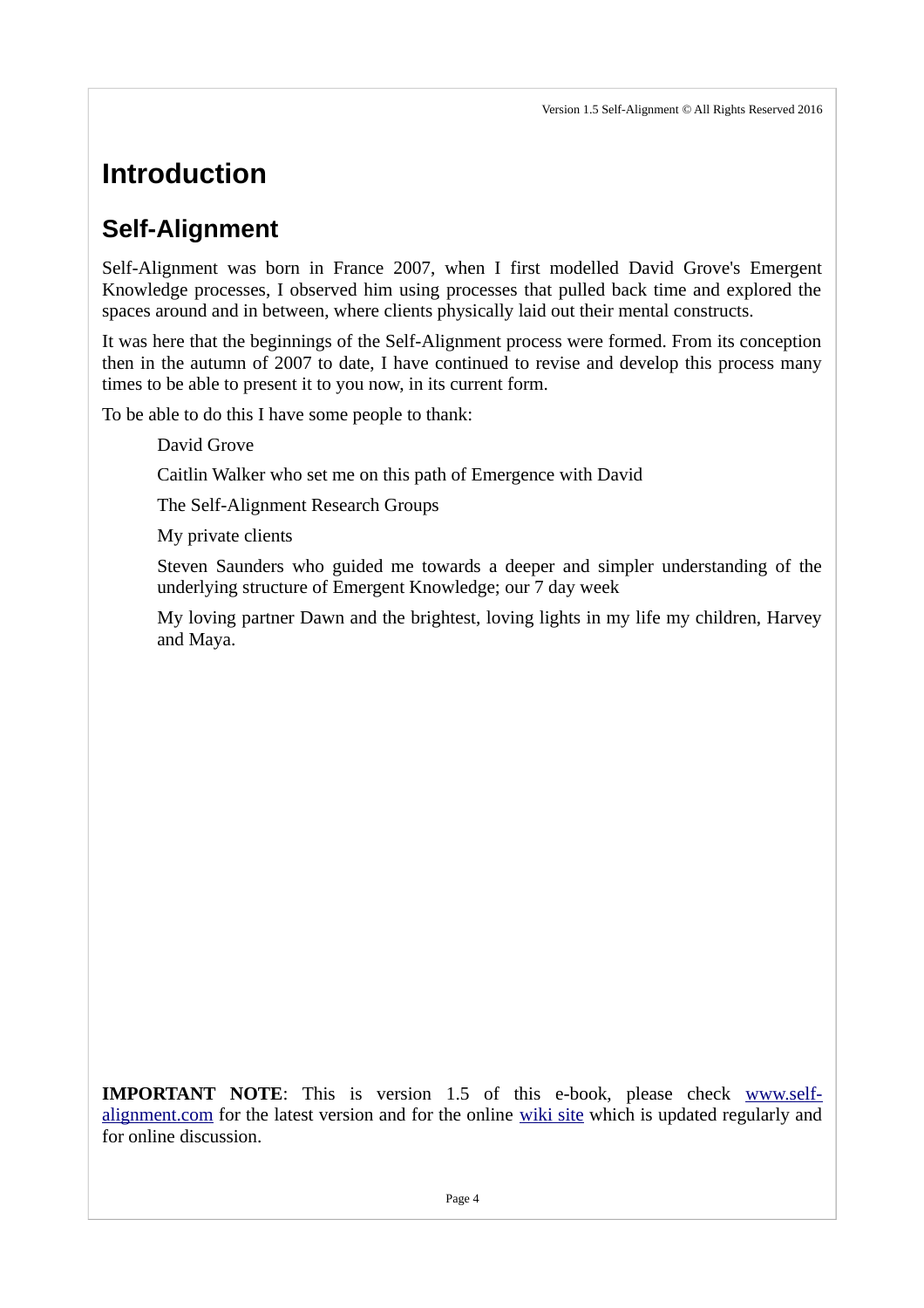# Introduction

## Self-Alignment

Self-Alignment was born in France 2007, when I first modelled David Grove's Emergent Knowledge processes, I observed him using processes that pulled back time and explored the spaces around and in between, where clients physically laid out their mental constructs.

It was here that the beginnings of the Self-Alignment process were formed. From its conception then in the autumn of 2007 to date, I have continued to revise and develop this process many times to be able to present it to you now, in its current form.

To be able to do this I have some people to thank:

> David Grove
>
> Caitlin Walker who set me on this path of Emergence with David
>
> The Self-Alignment Research Groups
>
> My private clients
>
> Steven Saunders who guided me towards a deeper and simpler understanding of the underlying structure of Emergent Knowledge; our 7 day week
>
> My loving partner Dawn and the brightest, loving lights in my life my children, Harvey and Maya.

**IMPORTANT NOTE**: This is version 1.5 of this e-book, please check [www.self-alignment.com](http://www.self-alignment.com) for the latest version and for the online [wiki site](#) which is updated regularly and for online discussion.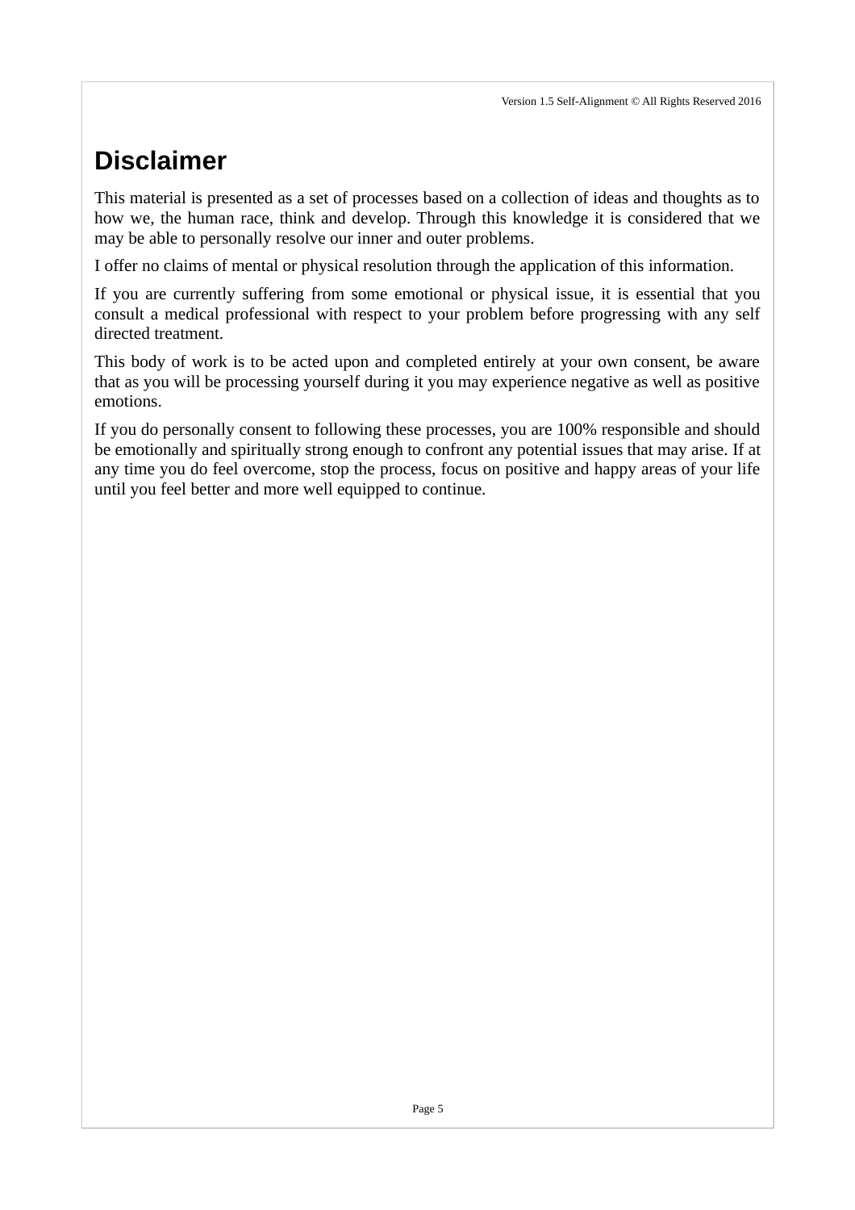# Disclaimer

This material is presented as a set of processes based on a collection of ideas and thoughts as to how we, the human race, think and develop. Through this knowledge it is considered that we may be able to personally resolve our inner and outer problems.

I offer no claims of mental or physical resolution through the application of this information.

If you are currently suffering from some emotional or physical issue, it is essential that you consult a medical professional with respect to your problem before progressing with any self directed treatment.

This body of work is to be acted upon and completed entirely at your own consent, be aware that as you will be processing yourself during it you may experience negative as well as positive emotions.

If you do personally consent to following these processes, you are 100% responsible and should be emotionally and spiritually strong enough to confront any potential issues that may arise. If at any time you do feel overcome, stop the process, focus on positive and happy areas of your life until you feel better and more well equipped to continue.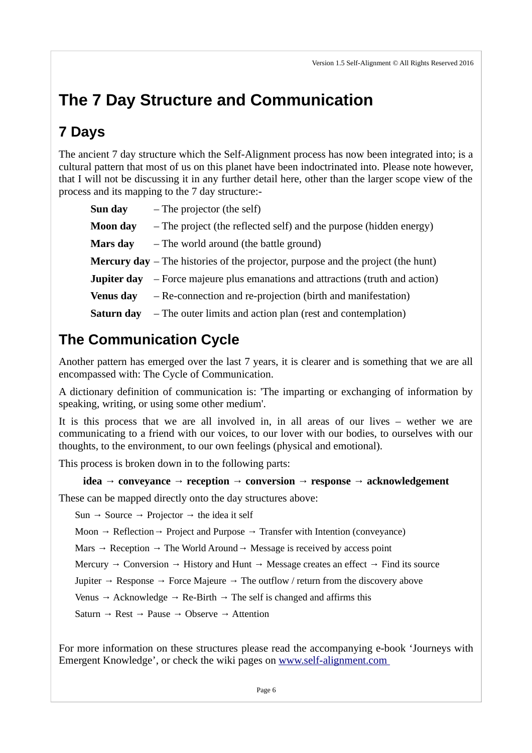# The 7 Day Structure and Communication

## 7 Days

The ancient 7 day structure which the Self-Alignment process has now been integrated into; is a cultural pattern that most of us on this planet have been indoctrinated into. Please note however, that I will not be discussing it in any further detail here, other than the larger scope view of the process and its mapping to the 7 day structure:-

**Sun day** – The projector (the self)

**Moon day** – The project (the reflected self) and the purpose (hidden energy)

**Mars day** – The world around (the battle ground)

**Mercury day** – The histories of the projector, purpose and the project (the hunt)

**Jupiter day** – Force majeure plus emanations and attractions (truth and action)

**Venus day** – Re-connection and re-projection (birth and manifestation)

**Saturn day** – The outer limits and action plan (rest and contemplation)

## The Communication Cycle

Another pattern has emerged over the last 7 years, it is clearer and is something that we are all encompassed with: The Cycle of Communication.

A dictionary definition of communication is: 'The imparting or exchanging of information by speaking, writing, or using some other medium'.

It is this process that we are all involved in, in all areas of our lives – wether we are communicating to a friend with our voices, to our lover with our bodies, to ourselves with our thoughts, to the environment, to our own feelings (physical and emotional).

This process is broken down in to the following parts:

**idea → conveyance → reception → conversion → response → acknowledgement**

These can be mapped directly onto the day structures above:

Sun → Source → Projector → the idea it self

Moon → Reflection→ Project and Purpose → Transfer with Intention (conveyance)

Mars → Reception → The World Around→ Message is received by access point

Mercury → Conversion → History and Hunt → Message creates an effect → Find its source

Jupiter → Response → Force Majeure → The outflow / return from the discovery above

Venus → Acknowledge → Re-Birth → The self is changed and affirms this

Saturn → Rest → Pause → Observe → Attention

For more information on these structures please read the accompanying e-book 'Journeys with Emergent Knowledge', or check the wiki pages on [www.self-alignment.com](http://www.self-alignment.com)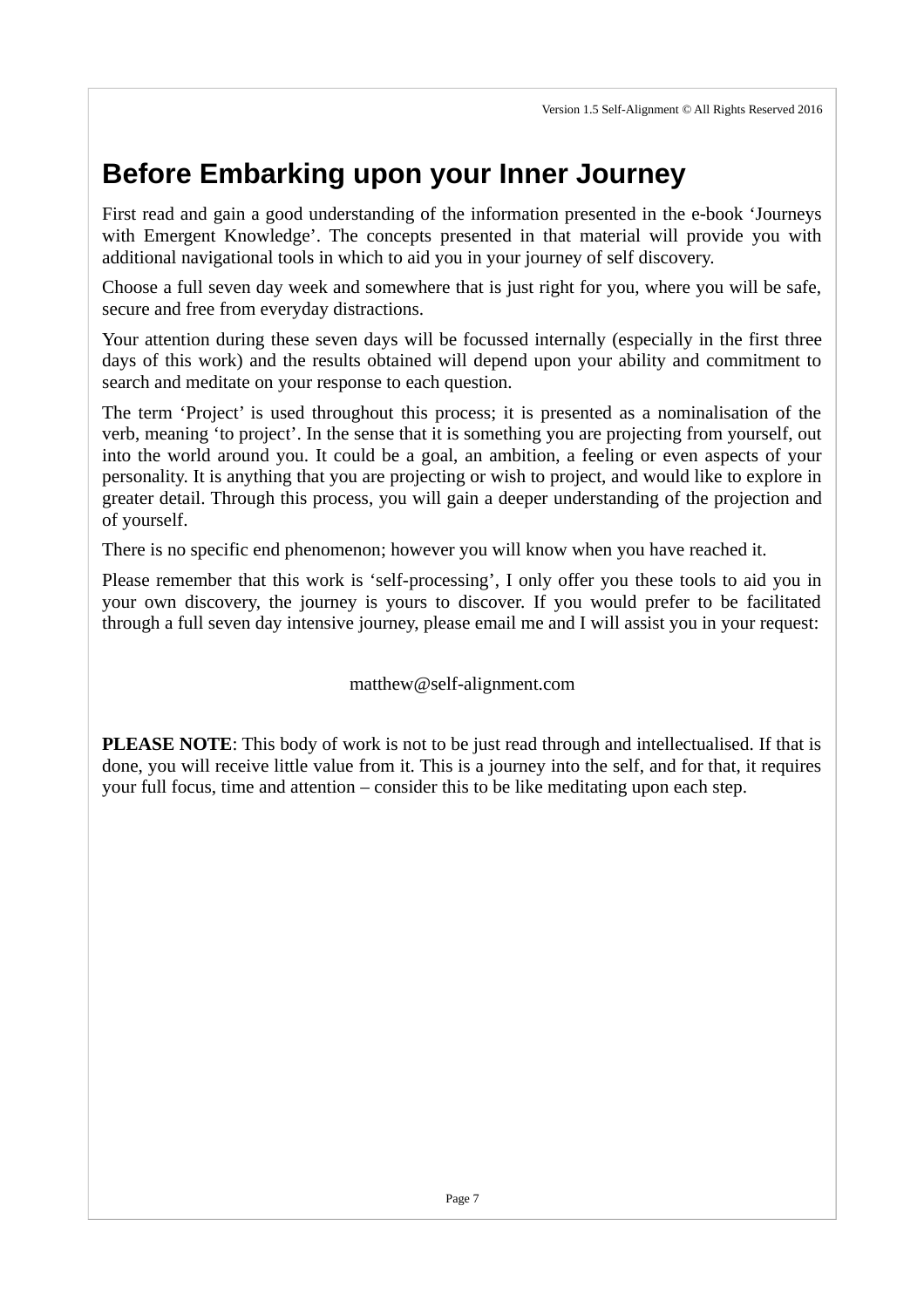# Before Embarking upon your Inner Journey

First read and gain a good understanding of the information presented in the e-book 'Journeys with Emergent Knowledge'. The concepts presented in that material will provide you with additional navigational tools in which to aid you in your journey of self discovery.

Choose a full seven day week and somewhere that is just right for you, where you will be safe, secure and free from everyday distractions.

Your attention during these seven days will be focussed internally (especially in the first three days of this work) and the results obtained will depend upon your ability and commitment to search and meditate on your response to each question.

The term 'Project' is used throughout this process; it is presented as a nominalisation of the verb, meaning 'to project'. In the sense that it is something you are projecting from yourself, out into the world around you. It could be a goal, an ambition, a feeling or even aspects of your personality. It is anything that you are projecting or wish to project, and would like to explore in greater detail. Through this process, you will gain a deeper understanding of the projection and of yourself.

There is no specific end phenomenon; however you will know when you have reached it.

Please remember that this work is 'self-processing', I only offer you these tools to aid you in your own discovery, the journey is yours to discover. If you would prefer to be facilitated through a full seven day intensive journey, please email me and I will assist you in your request:

matthew@self-alignment.com

**PLEASE NOTE**: This body of work is not to be just read through and intellectualised. If that is done, you will receive little value from it. This is a journey into the self, and for that, it requires your full focus, time and attention – consider this to be like meditating upon each step.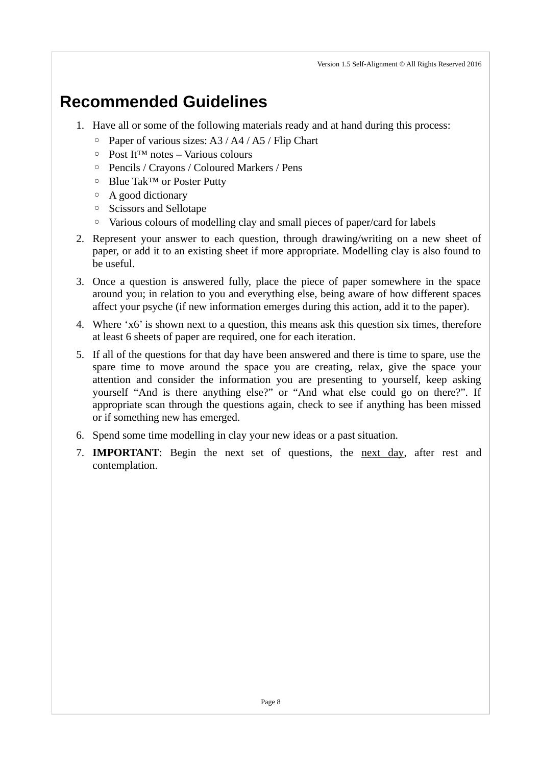# Recommended Guidelines

1. Have all or some of the following materials ready and at hand during this process:
   - Paper of various sizes: A3 / A4 / A5 / Flip Chart
   - Post It™ notes – Various colours
   - Pencils / Crayons / Coloured Markers / Pens
   - Blue Tak™ or Poster Putty
   - A good dictionary
   - Scissors and Sellotape
   - Various colours of modelling clay and small pieces of paper/card for labels
2. Represent your answer to each question, through drawing/writing on a new sheet of paper, or add it to an existing sheet if more appropriate. Modelling clay is also found to be useful.
3. Once a question is answered fully, place the piece of paper somewhere in the space around you; in relation to you and everything else, being aware of how different spaces affect your psyche (if new information emerges during this action, add it to the paper).
4. Where 'x6' is shown next to a question, this means ask this question six times, therefore at least 6 sheets of paper are required, one for each iteration.
5. If all of the questions for that day have been answered and there is time to spare, use the spare time to move around the space you are creating, relax, give the space your attention and consider the information you are presenting to yourself, keep asking yourself "And is there anything else?" or "And what else could go on there?". If appropriate scan through the questions again, check to see if anything has been missed or if something new has emerged.
6. Spend some time modelling in clay your new ideas or a past situation.
7. **IMPORTANT**: Begin the next set of questions, the <u>next day</u>, after rest and contemplation.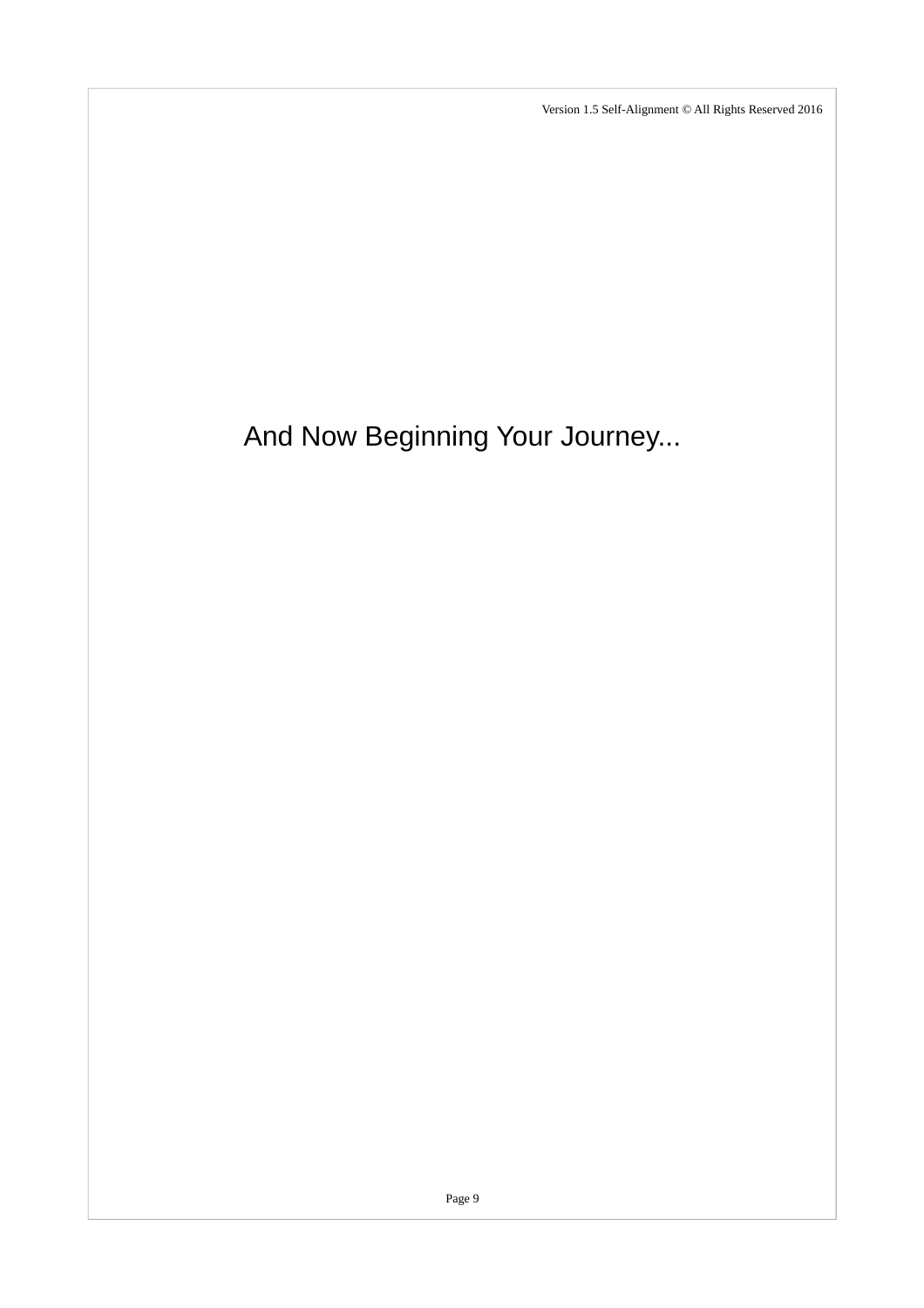# And Now Beginning Your Journey...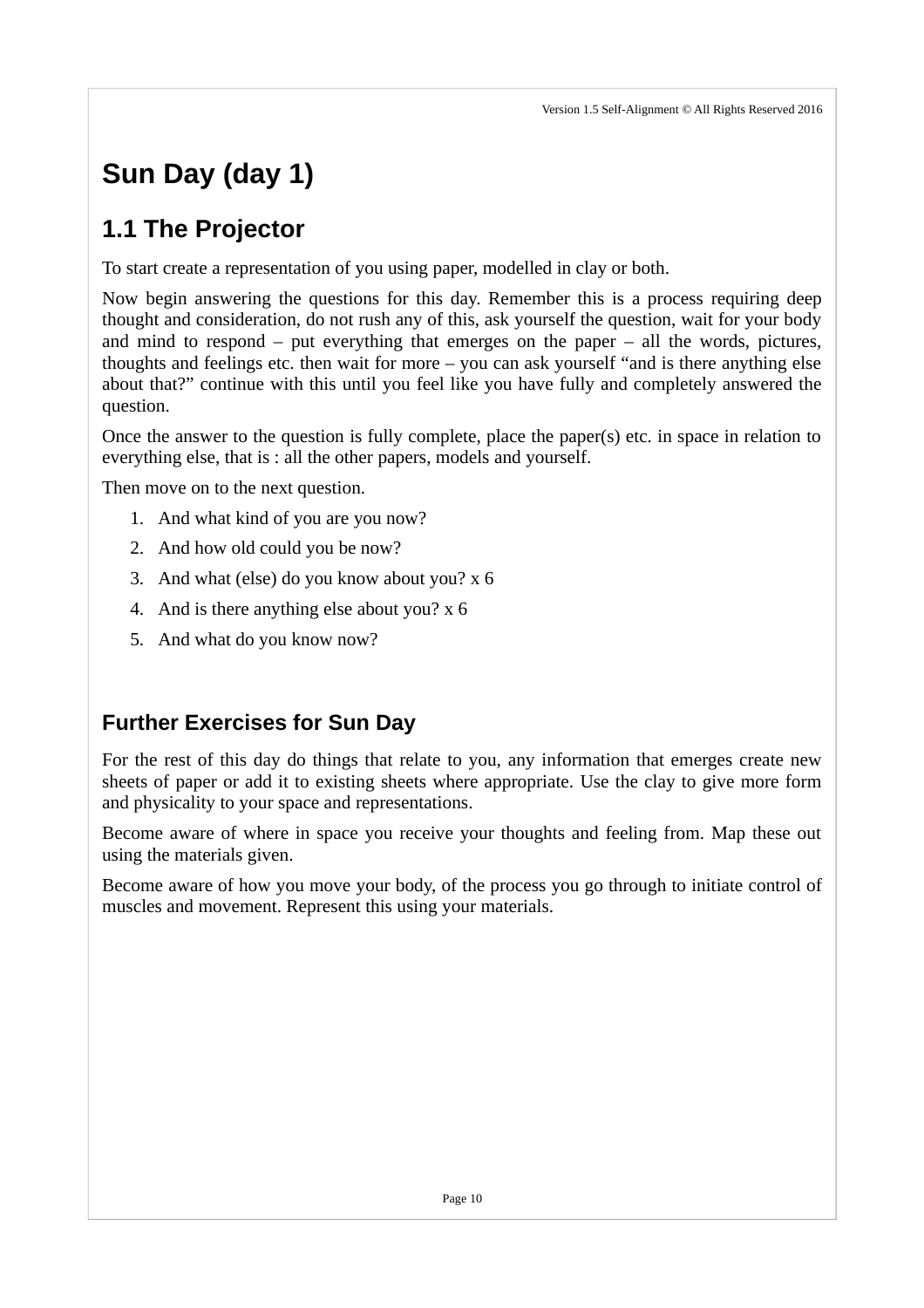# Sun Day (day 1)

## 1.1 The Projector

To start create a representation of you using paper, modelled in clay or both.

Now begin answering the questions for this day. Remember this is a process requiring deep thought and consideration, do not rush any of this, ask yourself the question, wait for your body and mind to respond – put everything that emerges on the paper – all the words, pictures, thoughts and feelings etc. then wait for more – you can ask yourself "and is there anything else about that?" continue with this until you feel like you have fully and completely answered the question.

Once the answer to the question is fully complete, place the paper(s) etc. in space in relation to everything else, that is : all the other papers, models and yourself.

Then move on to the next question.

1. And what kind of you are you now?
2. And how old could you be now?
3. And what (else) do you know about you? x 6
4. And is there anything else about you? x 6
5. And what do you know now?

### Further Exercises for Sun Day

For the rest of this day do things that relate to you, any information that emerges create new sheets of paper or add it to existing sheets where appropriate. Use the clay to give more form and physicality to your space and representations.

Become aware of where in space you receive your thoughts and feeling from. Map these out using the materials given.

Become aware of how you move your body, of the process you go through to initiate control of muscles and movement. Represent this using your materials.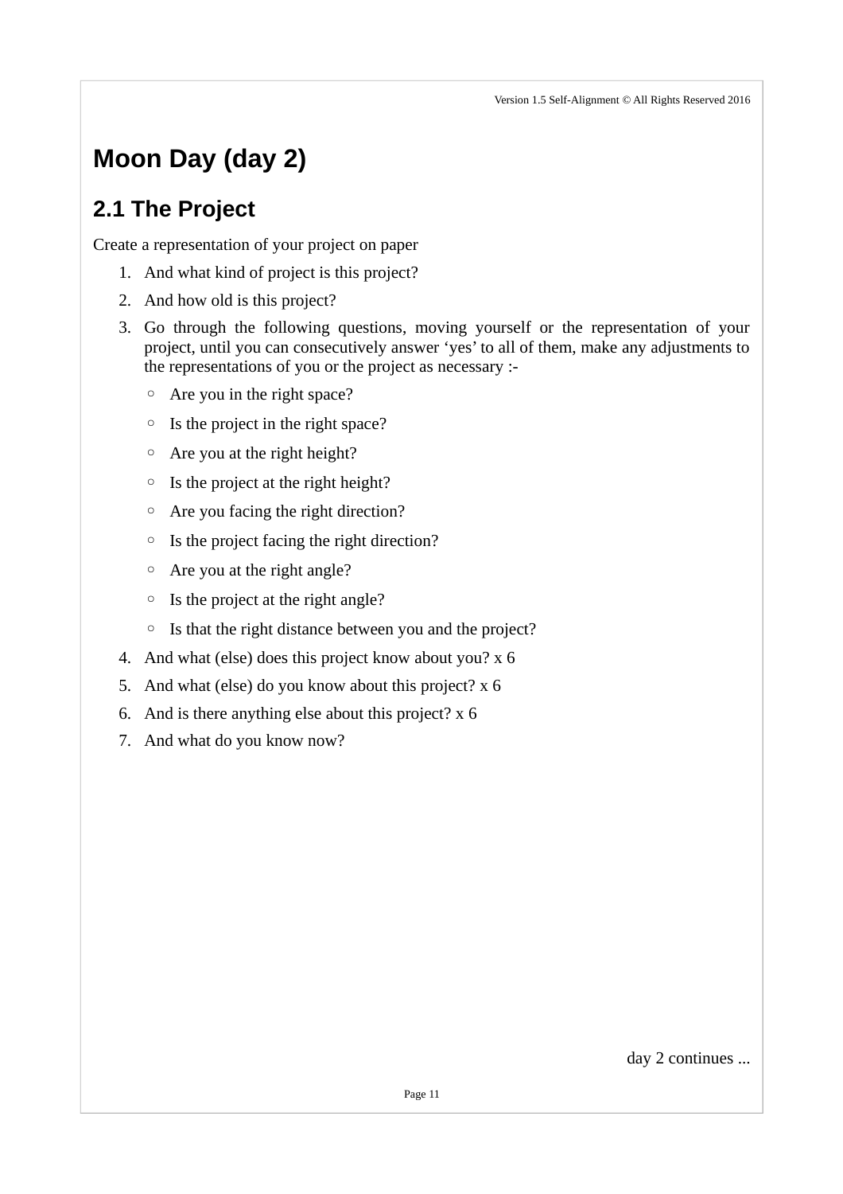# Moon Day (day 2)

## 2.1 The Project

Create a representation of your project on paper

1. And what kind of project is this project?
2. And how old is this project?
3. Go through the following questions, moving yourself or the representation of your project, until you can consecutively answer 'yes' to all of them, make any adjustments to the representations of you or the project as necessary :-
   - Are you in the right space?
   - Is the project in the right space?
   - Are you at the right height?
   - Is the project at the right height?
   - Are you facing the right direction?
   - Is the project facing the right direction?
   - Are you at the right angle?
   - Is the project at the right angle?
   - Is that the right distance between you and the project?
4. And what (else) does this project know about you? x 6
5. And what (else) do you know about this project? x 6
6. And is there anything else about this project? x 6
7. And what do you know now?

day 2 continues ...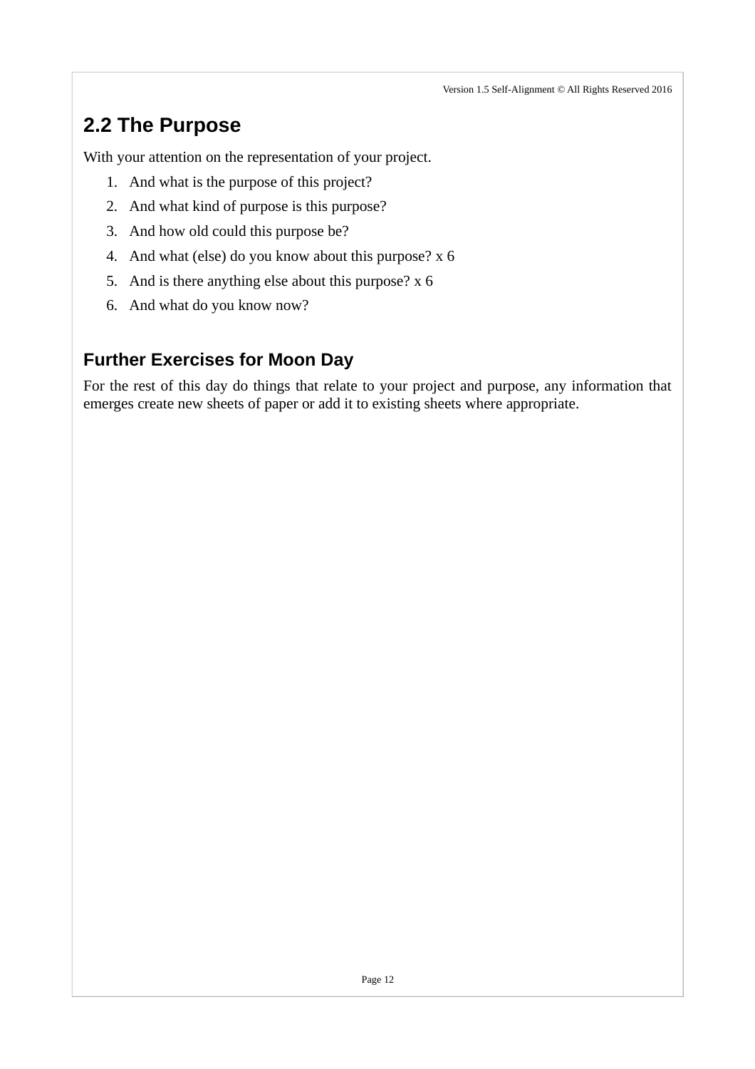## 2.2 The Purpose

With your attention on the representation of your project.

1. And what is the purpose of this project?
2. And what kind of purpose is this purpose?
3. And how old could this purpose be?
4. And what (else) do you know about this purpose? x 6
5. And is there anything else about this purpose? x 6
6. And what do you know now?

### Further Exercises for Moon Day

For the rest of this day do things that relate to your project and purpose, any information that emerges create new sheets of paper or add it to existing sheets where appropriate.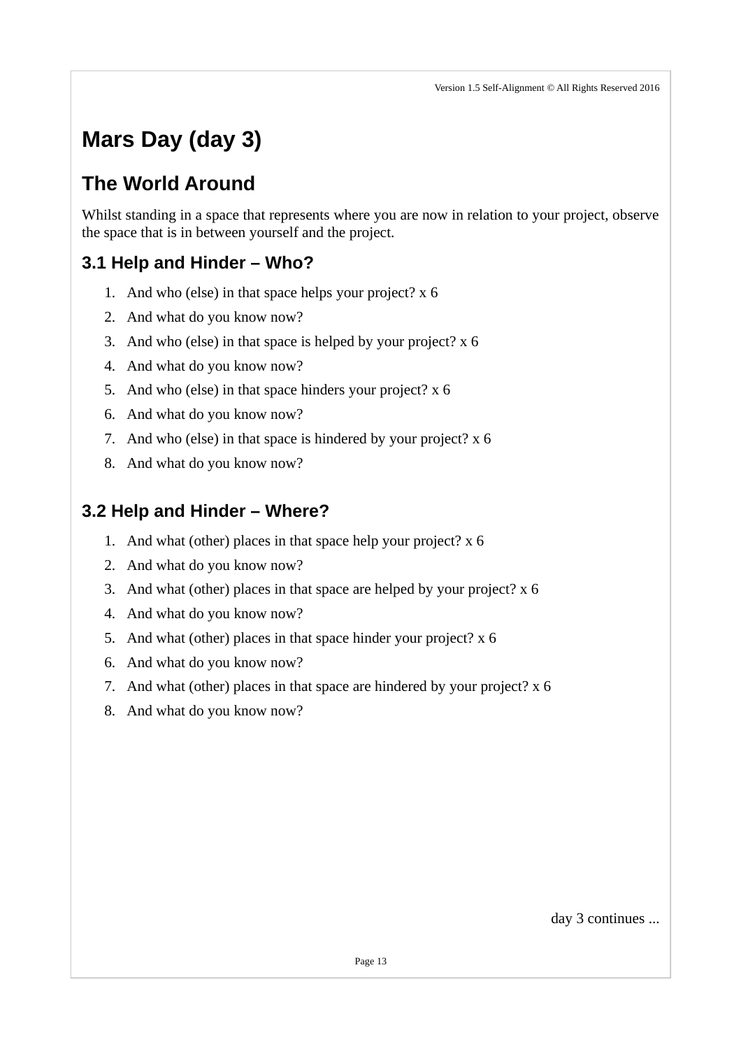# Mars Day (day 3)

## The World Around

Whilst standing in a space that represents where you are now in relation to your project, observe the space that is in between yourself and the project.

### 3.1 Help and Hinder – Who?

1. And who (else) in that space helps your project? x 6
2. And what do you know now?
3. And who (else) in that space is helped by your project? x 6
4. And what do you know now?
5. And who (else) in that space hinders your project? x 6
6. And what do you know now?
7. And who (else) in that space is hindered by your project? x 6
8. And what do you know now?

### 3.2 Help and Hinder – Where?

1. And what (other) places in that space help your project? x 6
2. And what do you know now?
3. And what (other) places in that space are helped by your project? x 6
4. And what do you know now?
5. And what (other) places in that space hinder your project? x 6
6. And what do you know now?
7. And what (other) places in that space are hindered by your project? x 6
8. And what do you know now?

day 3 continues ...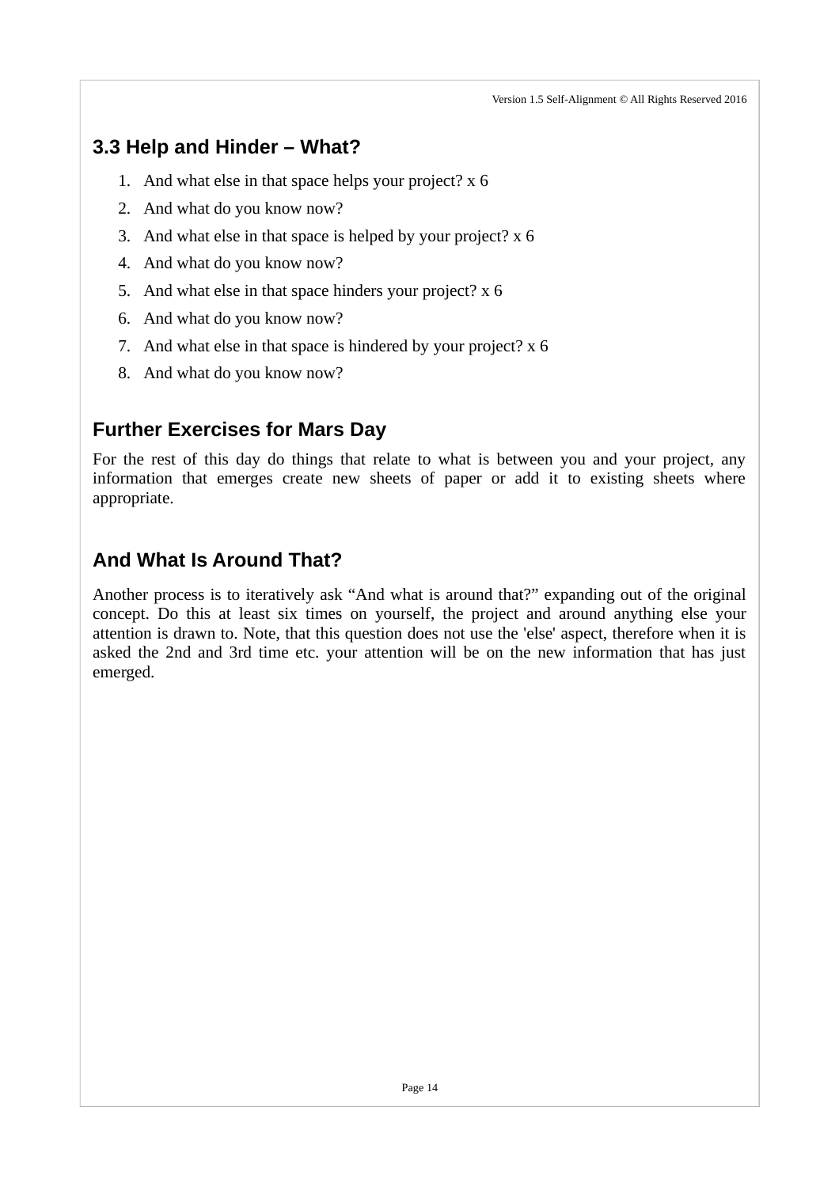## 3.3 Help and Hinder – What?

1. And what else in that space helps your project? x 6
2. And what do you know now?
3. And what else in that space is helped by your project? x 6
4. And what do you know now?
5. And what else in that space hinders your project? x 6
6. And what do you know now?
7. And what else in that space is hindered by your project? x 6
8. And what do you know now?

## Further Exercises for Mars Day

For the rest of this day do things that relate to what is between you and your project, any information that emerges create new sheets of paper or add it to existing sheets where appropriate.

## And What Is Around That?

Another process is to iteratively ask "And what is around that?" expanding out of the original concept. Do this at least six times on yourself, the project and around anything else your attention is drawn to. Note, that this question does not use the 'else' aspect, therefore when it is asked the 2nd and 3rd time etc. your attention will be on the new information that has just emerged.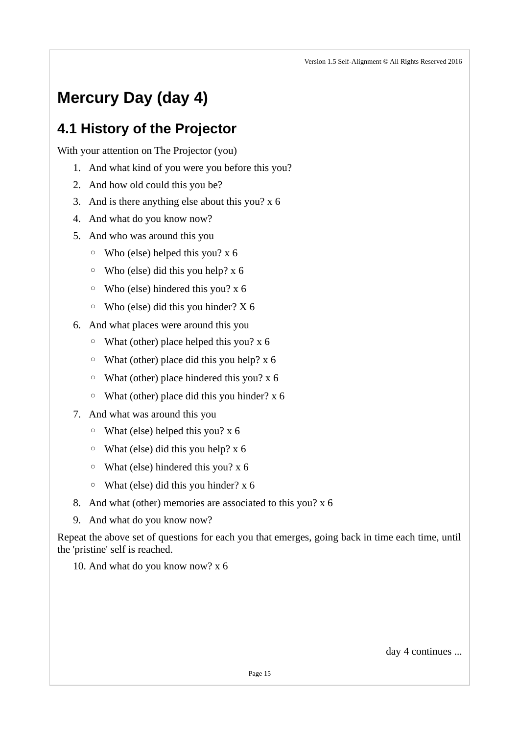# Mercury Day (day 4)

## 4.1 History of the Projector

With your attention on The Projector (you)

1. And what kind of you were you before this you?
2. And how old could this you be?
3. And is there anything else about this you? x 6
4. And what do you know now?
5. And who was around this you
   - Who (else) helped this you? x 6
   - Who (else) did this you help? x 6
   - Who (else) hindered this you? x 6
   - Who (else) did this you hinder? X 6
6. And what places were around this you
   - What (other) place helped this you? x 6
   - What (other) place did this you help? x 6
   - What (other) place hindered this you? x 6
   - What (other) place did this you hinder? x 6
7. And what was around this you
   - What (else) helped this you? x 6
   - What (else) did this you help? x 6
   - What (else) hindered this you? x 6
   - What (else) did this you hinder? x 6
8. And what (other) memories are associated to this you? x 6
9. And what do you know now?

Repeat the above set of questions for each you that emerges, going back in time each time, until the 'pristine' self is reached.

10. And what do you know now? x 6

day 4 continues ...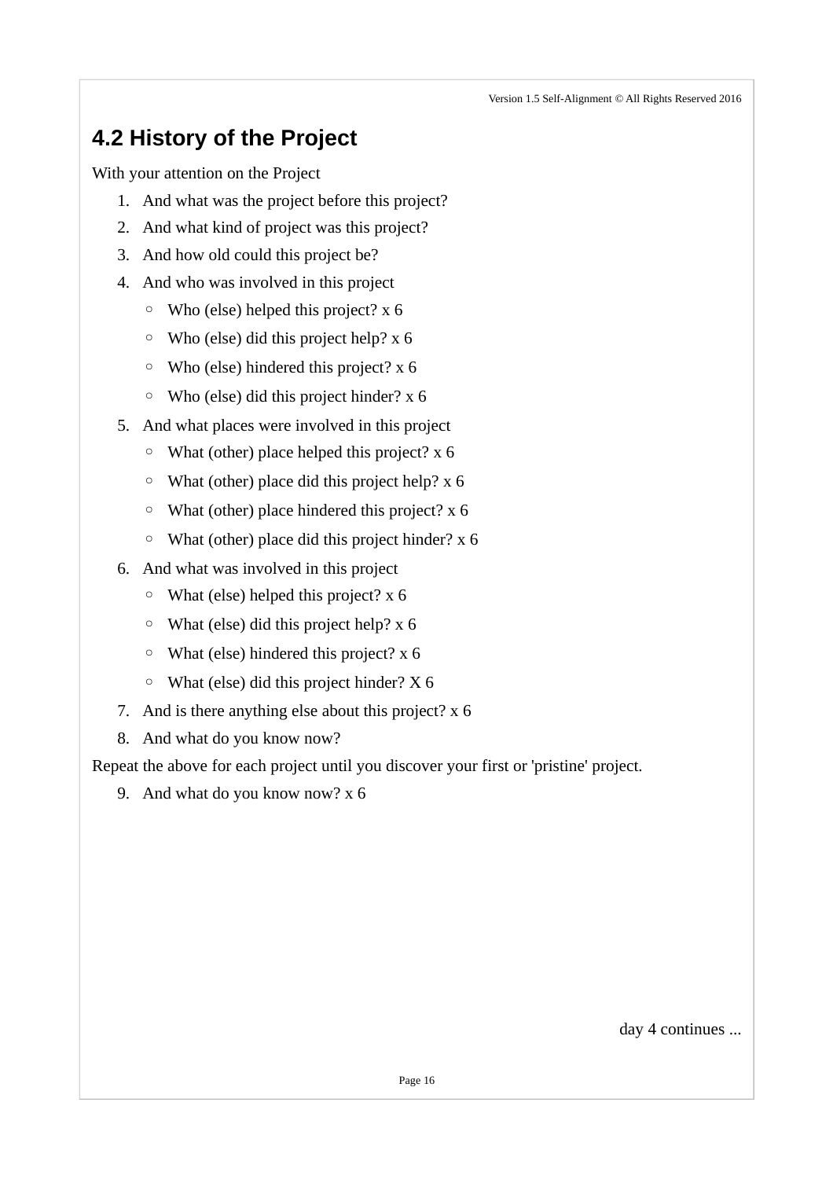## 4.2 History of the Project

With your attention on the Project

1. And what was the project before this project?
2. And what kind of project was this project?
3. And how old could this project be?
4. And who was involved in this project
   - Who (else) helped this project? x 6
   - Who (else) did this project help? x 6
   - Who (else) hindered this project? x 6
   - Who (else) did this project hinder? x 6
5. And what places were involved in this project
   - What (other) place helped this project? x 6
   - What (other) place did this project help? x 6
   - What (other) place hindered this project? x 6
   - What (other) place did this project hinder? x 6
6. And what was involved in this project
   - What (else) helped this project? x 6
   - What (else) did this project help? x 6
   - What (else) hindered this project? x 6
   - What (else) did this project hinder? X 6
7. And is there anything else about this project? x 6
8. And what do you know now?

Repeat the above for each project until you discover your first or 'pristine' project.

9. And what do you know now? x 6

day 4 continues ...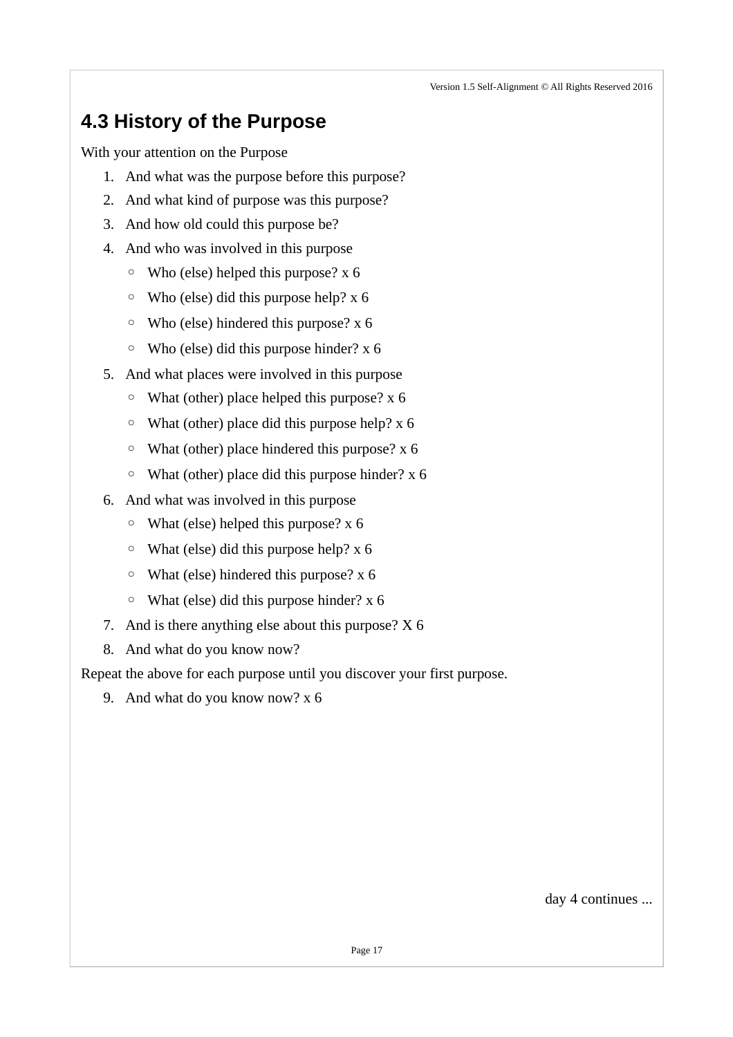## 4.3 History of the Purpose

With your attention on the Purpose

1. And what was the purpose before this purpose?
2. And what kind of purpose was this purpose?
3. And how old could this purpose be?
4. And who was involved in this purpose
   - Who (else) helped this purpose? x 6
   - Who (else) did this purpose help? x 6
   - Who (else) hindered this purpose? x 6
   - Who (else) did this purpose hinder? x 6
5. And what places were involved in this purpose
   - What (other) place helped this purpose? x 6
   - What (other) place did this purpose help? x 6
   - What (other) place hindered this purpose? x 6
   - What (other) place did this purpose hinder? x 6
6. And what was involved in this purpose
   - What (else) helped this purpose? x 6
   - What (else) did this purpose help? x 6
   - What (else) hindered this purpose? x 6
   - What (else) did this purpose hinder? x 6
7. And is there anything else about this purpose? X 6
8. And what do you know now?

Repeat the above for each purpose until you discover your first purpose.

9. And what do you know now? x 6

day 4 continues ...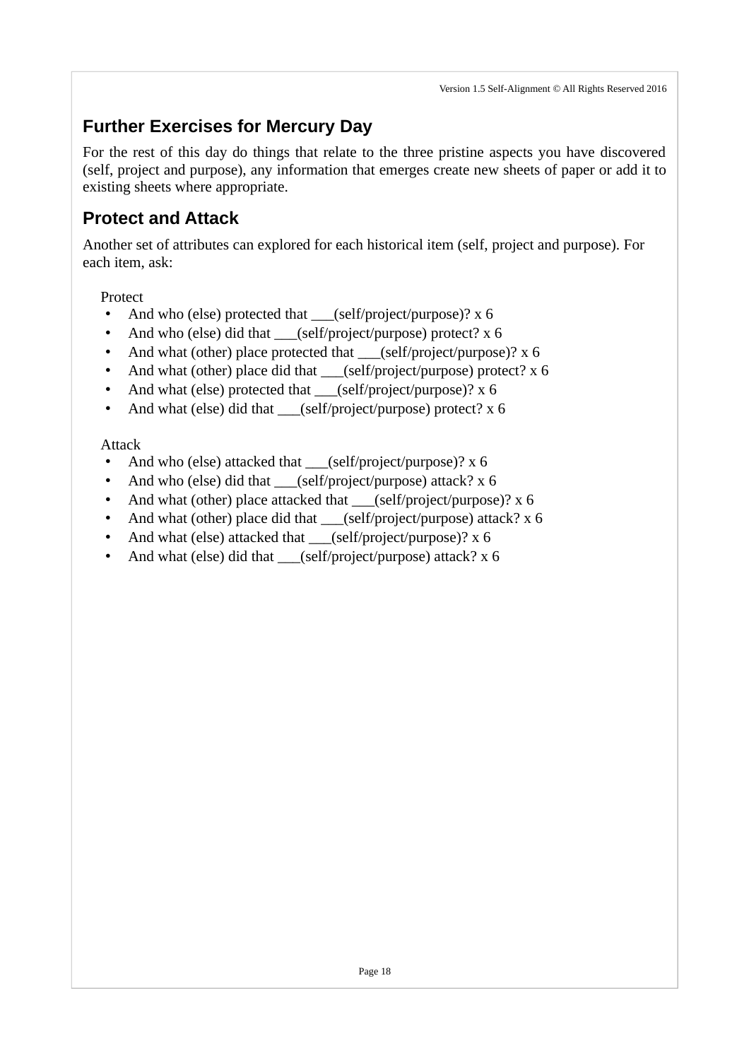## Further Exercises for Mercury Day

For the rest of this day do things that relate to the three pristine aspects you have discovered (self, project and purpose), any information that emerges create new sheets of paper or add it to existing sheets where appropriate.

## Protect and Attack

Another set of attributes can explored for each historical item (self, project and purpose). For each item, ask:

Protect

- And who (else) protected that ___(self/project/purpose)? x 6
- And who (else) did that ___(self/project/purpose) protect? x 6
- And what (other) place protected that ___(self/project/purpose)? x 6
- And what (other) place did that ___(self/project/purpose) protect? x 6
- And what (else) protected that ___(self/project/purpose)? x 6
- And what (else) did that ___(self/project/purpose) protect? x 6

Attack

- And who (else) attacked that ___(self/project/purpose)? x 6
- And who (else) did that ___(self/project/purpose) attack? x 6
- And what (other) place attacked that ___(self/project/purpose)? x 6
- And what (other) place did that ___(self/project/purpose) attack? x 6
- And what (else) attacked that ___(self/project/purpose)? x 6
- And what (else) did that ___(self/project/purpose) attack? x 6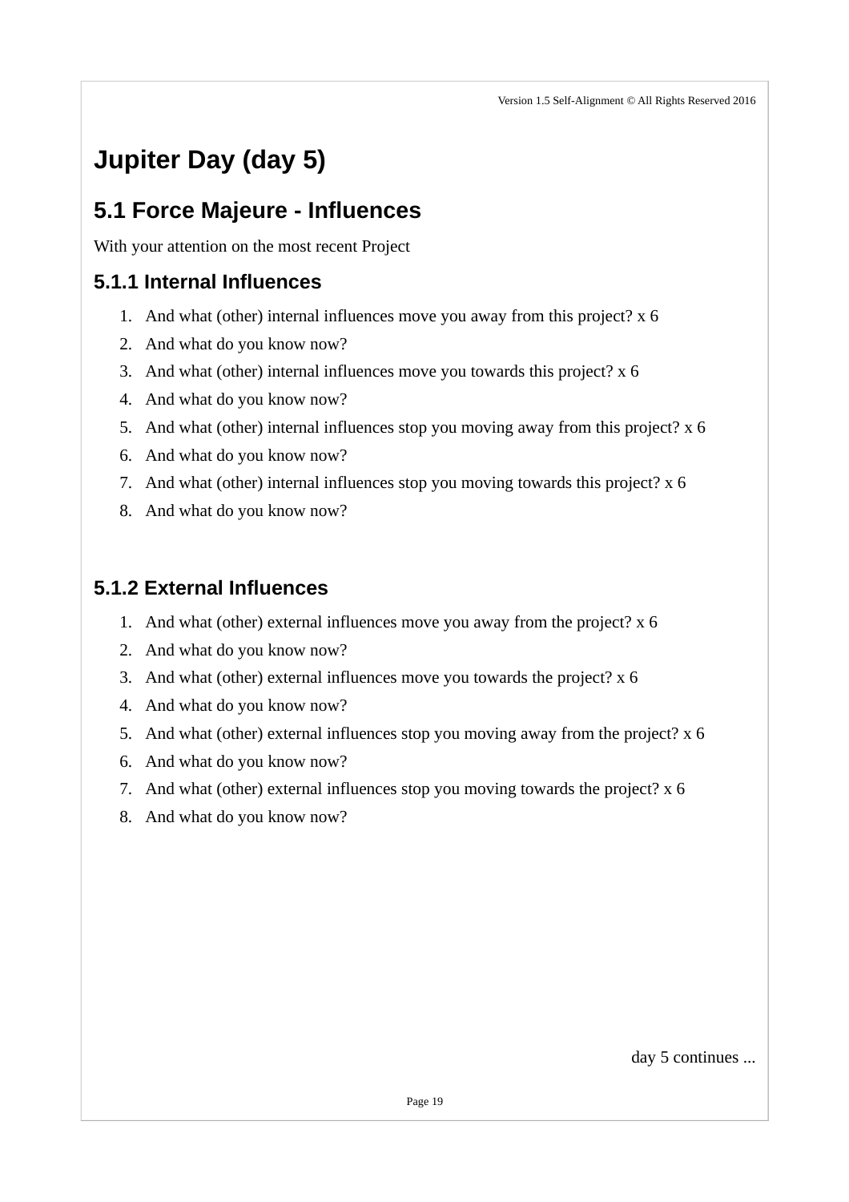# Jupiter Day (day 5)

## 5.1 Force Majeure - Influences

With your attention on the most recent Project

### 5.1.1 Internal Influences

1. And what (other) internal influences move you away from this project? x 6
2. And what do you know now?
3. And what (other) internal influences move you towards this project? x 6
4. And what do you know now?
5. And what (other) internal influences stop you moving away from this project? x 6
6. And what do you know now?
7. And what (other) internal influences stop you moving towards this project? x 6
8. And what do you know now?

### 5.1.2 External Influences

1. And what (other) external influences move you away from the project? x 6
2. And what do you know now?
3. And what (other) external influences move you towards the project? x 6
4. And what do you know now?
5. And what (other) external influences stop you moving away from the project? x 6
6. And what do you know now?
7. And what (other) external influences stop you moving towards the project? x 6
8. And what do you know now?

day 5 continues ...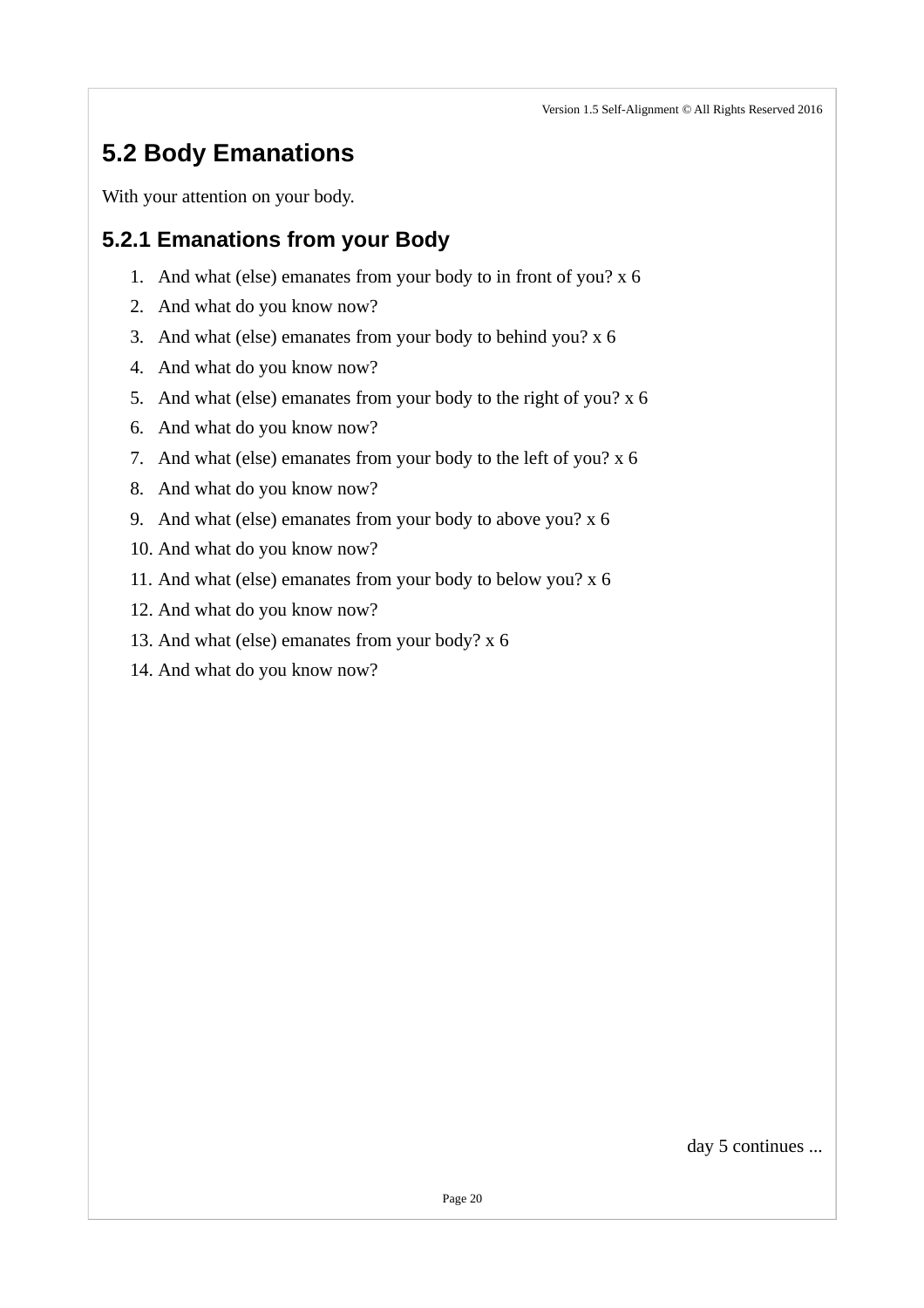## 5.2 Body Emanations

With your attention on your body.

### 5.2.1 Emanations from your Body

1. And what (else) emanates from your body to in front of you? x 6
2. And what do you know now?
3. And what (else) emanates from your body to behind you? x 6
4. And what do you know now?
5. And what (else) emanates from your body to the right of you? x 6
6. And what do you know now?
7. And what (else) emanates from your body to the left of you? x 6
8. And what do you know now?
9. And what (else) emanates from your body to above you? x 6
10. And what do you know now?
11. And what (else) emanates from your body to below you? x 6
12. And what do you know now?
13. And what (else) emanates from your body? x 6
14. And what do you know now?

day 5 continues ...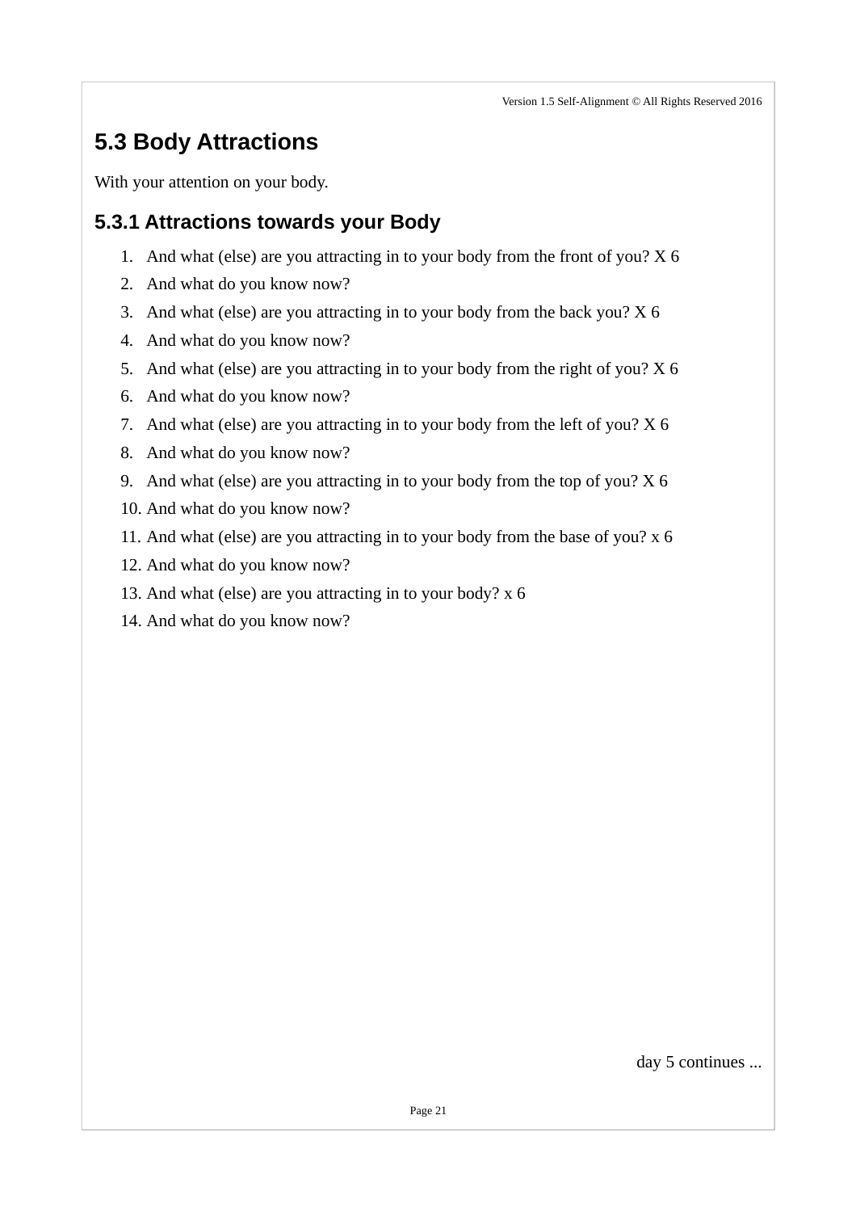## 5.3 Body Attractions

With your attention on your body.

### 5.3.1 Attractions towards your Body

1. And what (else) are you attracting in to your body from the front of you? X 6
2. And what do you know now?
3. And what (else) are you attracting in to your body from the back you? X 6
4. And what do you know now?
5. And what (else) are you attracting in to your body from the right of you? X 6
6. And what do you know now?
7. And what (else) are you attracting in to your body from the left of you? X 6
8. And what do you know now?
9. And what (else) are you attracting in to your body from the top of you? X 6
10. And what do you know now?
11. And what (else) are you attracting in to your body from the base of you? x 6
12. And what do you know now?
13. And what (else) are you attracting in to your body? x 6
14. And what do you know now?

day 5 continues ...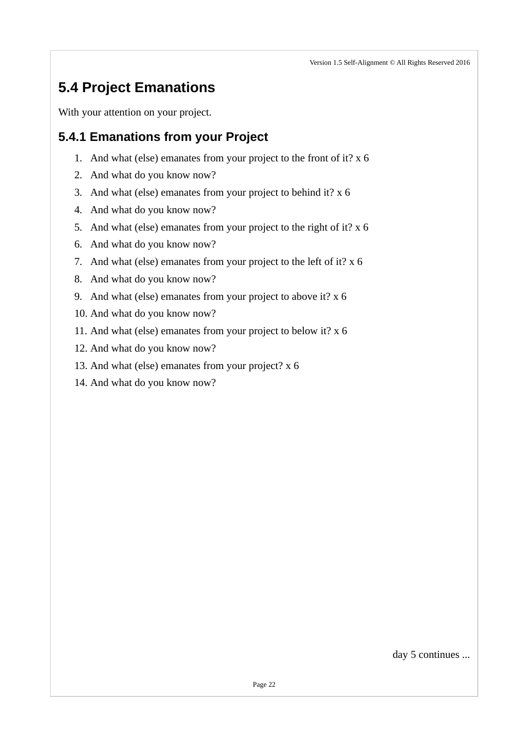## 5.4 Project Emanations

With your attention on your project.

### 5.4.1 Emanations from your Project

1. And what (else) emanates from your project to the front of it? x 6
2. And what do you know now?
3. And what (else) emanates from your project to behind it? x 6
4. And what do you know now?
5. And what (else) emanates from your project to the right of it? x 6
6. And what do you know now?
7. And what (else) emanates from your project to the left of it? x 6
8. And what do you know now?
9. And what (else) emanates from your project to above it? x 6
10. And what do you know now?
11. And what (else) emanates from your project to below it? x 6
12. And what do you know now?
13. And what (else) emanates from your project? x 6
14. And what do you know now?

day 5 continues ...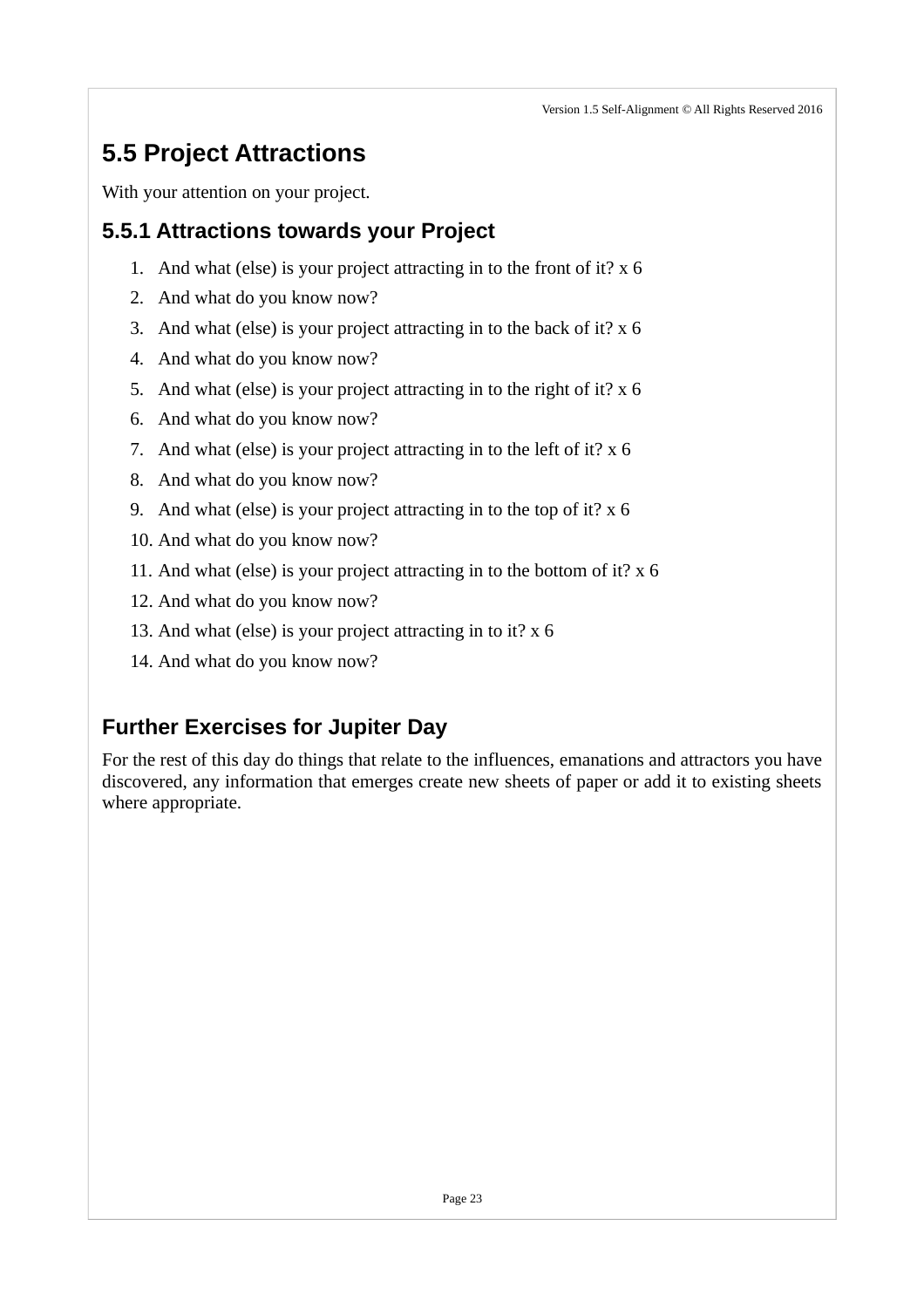## 5.5 Project Attractions

With your attention on your project.

### 5.5.1 Attractions towards your Project

1. And what (else) is your project attracting in to the front of it? x 6
2. And what do you know now?
3. And what (else) is your project attracting in to the back of it? x 6
4. And what do you know now?
5. And what (else) is your project attracting in to the right of it? x 6
6. And what do you know now?
7. And what (else) is your project attracting in to the left of it? x 6
8. And what do you know now?
9. And what (else) is your project attracting in to the top of it? x 6
10. And what do you know now?
11. And what (else) is your project attracting in to the bottom of it? x 6
12. And what do you know now?
13. And what (else) is your project attracting in to it? x 6
14. And what do you know now?

### Further Exercises for Jupiter Day

For the rest of this day do things that relate to the influences, emanations and attractors you have discovered, any information that emerges create new sheets of paper or add it to existing sheets where appropriate.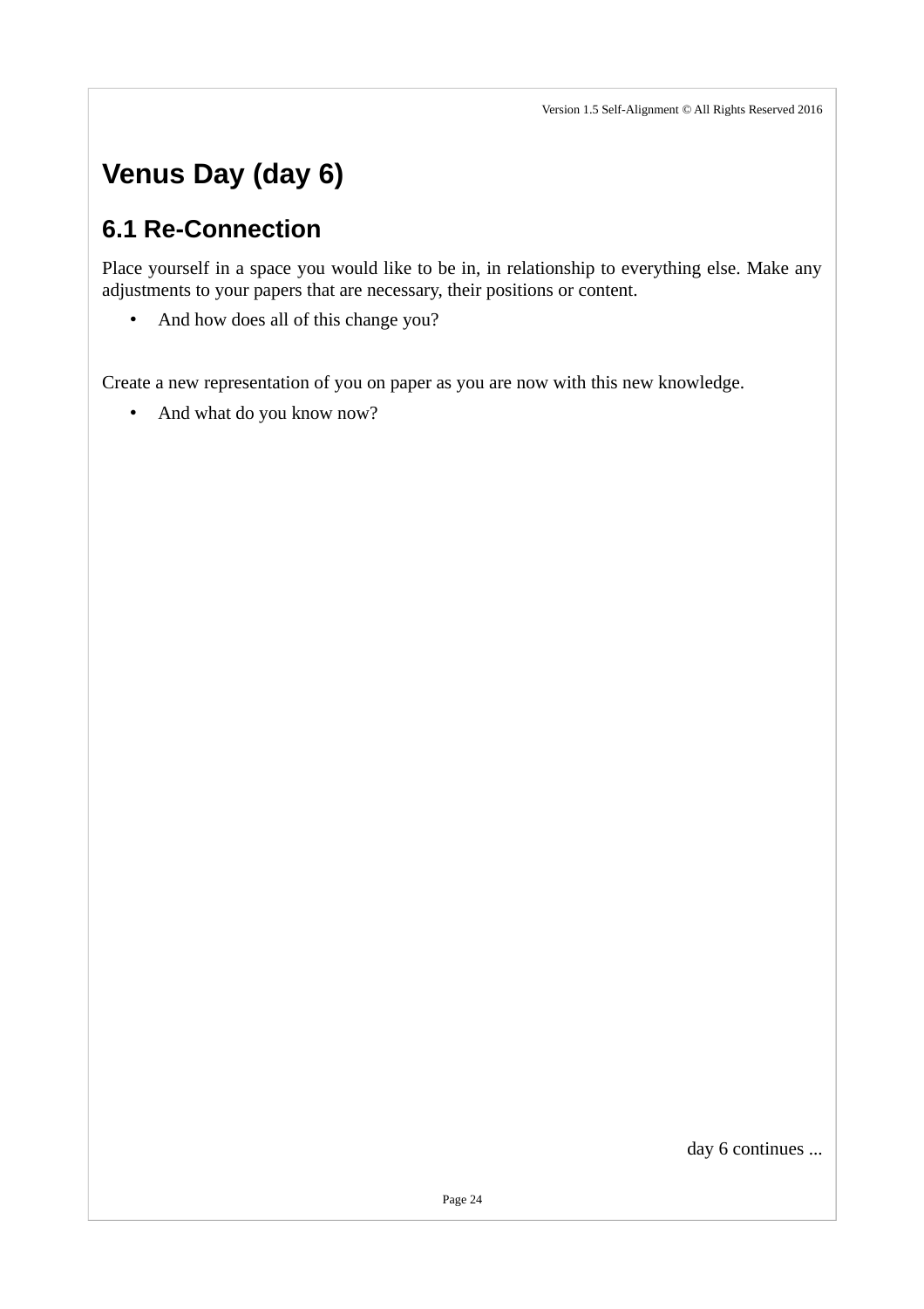# Venus Day (day 6)

## 6.1 Re-Connection

Place yourself in a space you would like to be in, in relationship to everything else. Make any adjustments to your papers that are necessary, their positions or content.

- And how does all of this change you?

Create a new representation of you on paper as you are now with this new knowledge.

- And what do you know now?

day 6 continues ...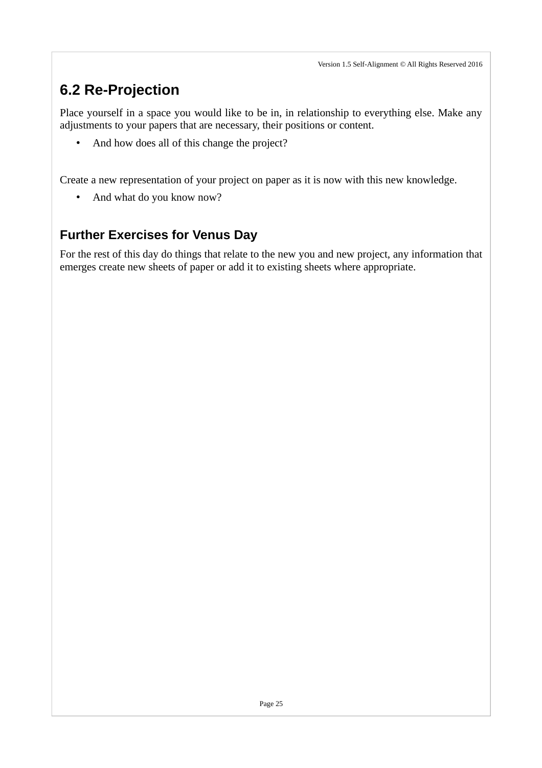## 6.2 Re-Projection

Place yourself in a space you would like to be in, in relationship to everything else. Make any adjustments to your papers that are necessary, their positions or content.

- And how does all of this change the project?

Create a new representation of your project on paper as it is now with this new knowledge.

- And what do you know now?

### Further Exercises for Venus Day

For the rest of this day do things that relate to the new you and new project, any information that emerges create new sheets of paper or add it to existing sheets where appropriate.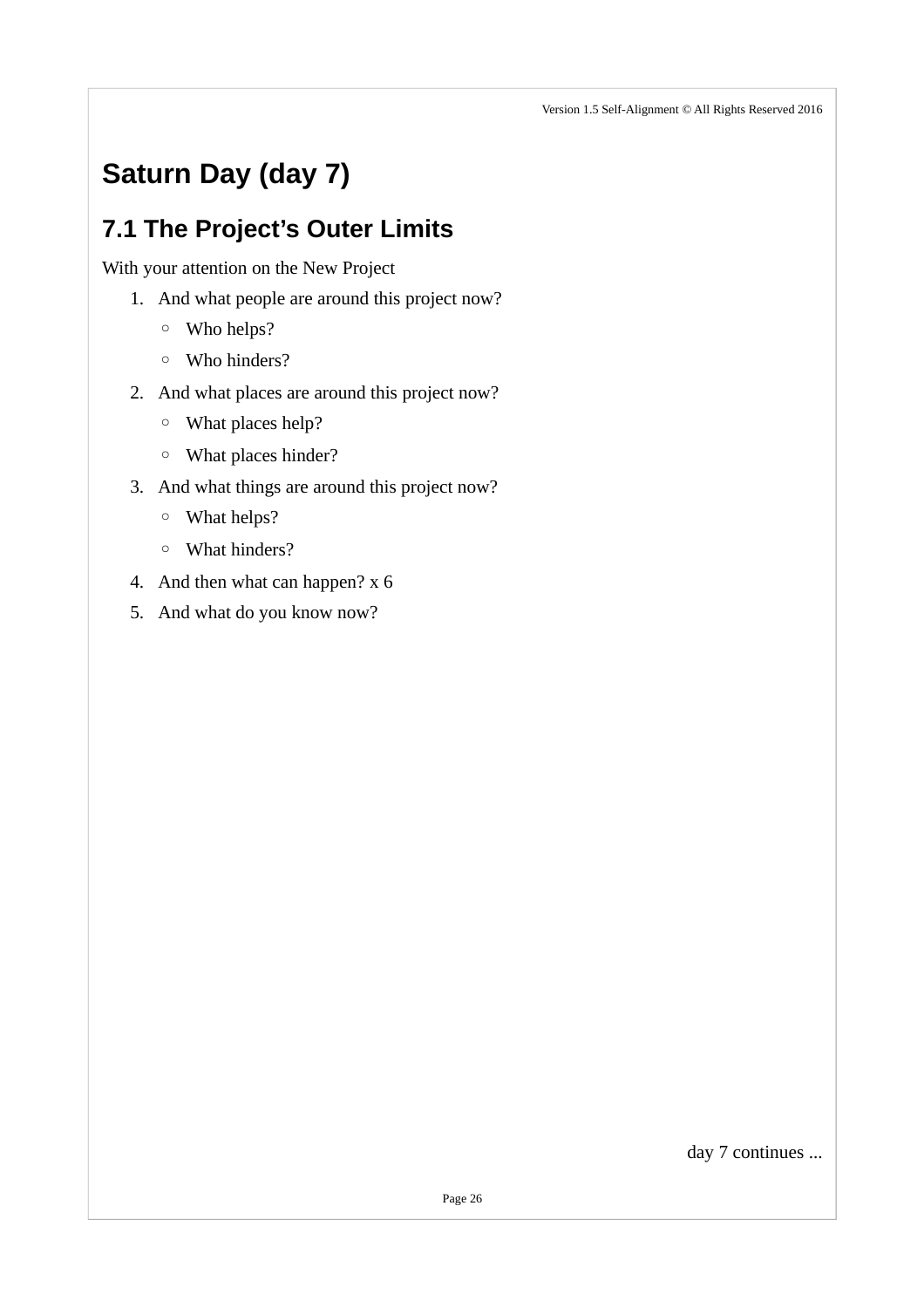# Saturn Day (day 7)

## 7.1 The Project's Outer Limits

With your attention on the New Project

1. And what people are around this project now?
   - Who helps?
   - Who hinders?
2. And what places are around this project now?
   - What places help?
   - What places hinder?
3. And what things are around this project now?
   - What helps?
   - What hinders?
4. And then what can happen? x 6
5. And what do you know now?

day 7 continues ...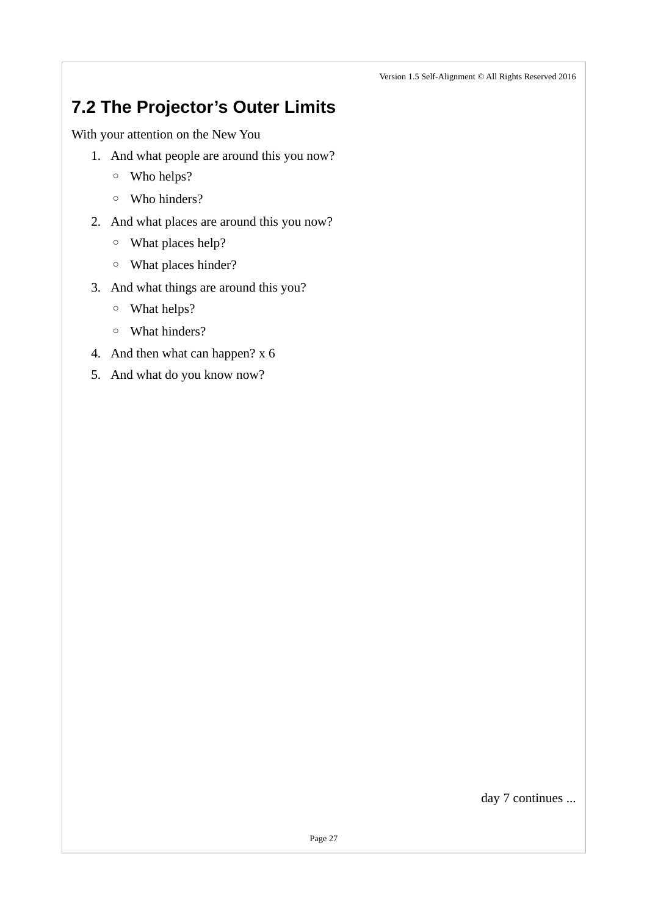## 7.2 The Projector's Outer Limits

With your attention on the New You

1. And what people are around this you now?
   - Who helps?
   - Who hinders?
2. And what places are around this you now?
   - What places help?
   - What places hinder?
3. And what things are around this you?
   - What helps?
   - What hinders?
4. And then what can happen? x 6
5. And what do you know now?

day 7 continues ...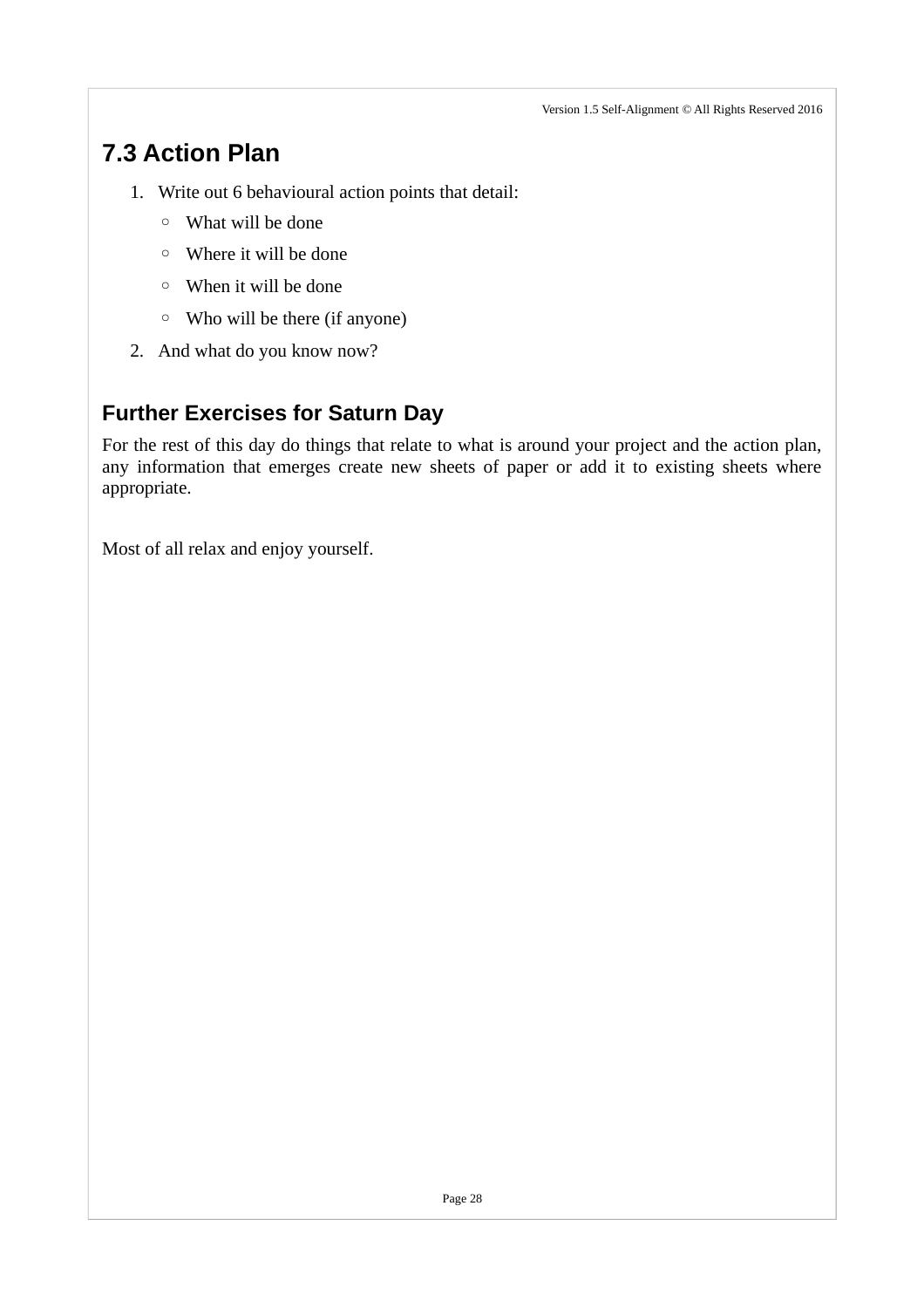## 7.3 Action Plan

1. Write out 6 behavioural action points that detail:
   - What will be done
   - Where it will be done
   - When it will be done
   - Who will be there (if anyone)
2. And what do you know now?

### Further Exercises for Saturn Day

For the rest of this day do things that relate to what is around your project and the action plan, any information that emerges create new sheets of paper or add it to existing sheets where appropriate.

Most of all relax and enjoy yourself.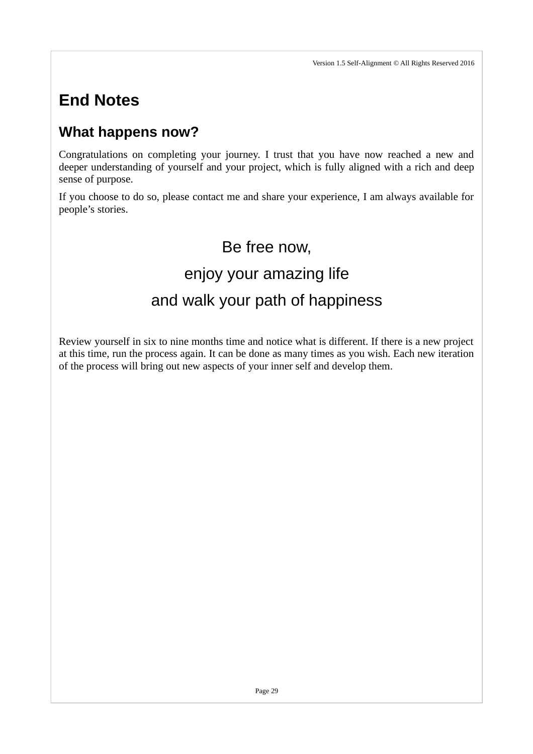# End Notes

## What happens now?

Congratulations on completing your journey. I trust that you have now reached a new and deeper understanding of yourself and your project, which is fully aligned with a rich and deep sense of purpose.

If you choose to do so, please contact me and share your experience, I am always available for people's stories.

Be free now,

enjoy your amazing life

and walk your path of happiness

Review yourself in six to nine months time and notice what is different. If there is a new project at this time, run the process again. It can be done as many times as you wish. Each new iteration of the process will bring out new aspects of your inner self and develop them.